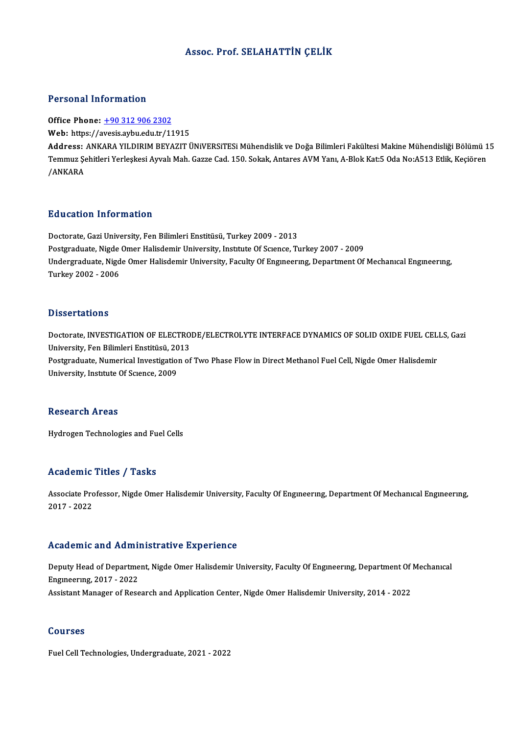# Assoc. Prof. SELAHATTİN ÇELİK

## Personal Information

**Office Phone:** +90 312 906 2302
**Web:** https://avesis.aybu.edu.tr/11915
**Address:** ANKARA YILDIRIM BEYAZIT ÜNiVERSiTESi Mühendislik ve Doğa Bilimleri Fakültesi Makine Mühendisliği Bölümü 15 Temmuz Şehitleri Yerleşkesi Ayvalı Mah. Gazze Cad. 150. Sokak, Antares AVM Yanı, A-Blok Kat:5 Oda No:A513 Etlik, Keçiören /ANKARA

## Education Information

Doctorate, Gazi University, Fen Bilimleri Enstitüsü, Turkey 2009 - 2013
Postgraduate, Nigde Omer Halisdemir University, Instıtute Of Scıence, Turkey 2007 - 2009
Undergraduate, Nigde Omer Halisdemir University, Faculty Of Engıneerıng, Department Of Mechanıcal Engıneerıng, Turkey 2002 - 2006

## Dissertations

Doctorate, INVESTIGATION OF ELECTRODE/ELECTROLYTE INTERFACE DYNAMICS OF SOLID OXIDE FUEL CELLS, Gazi University, Fen Bilimleri Enstitüsü, 2013
Postgraduate, Numerical Investigation of Two Phase Flow in Direct Methanol Fuel Cell, Nigde Omer Halisdemir University, Instıtute Of Scıence, 2009

## Research Areas

Hydrogen Technologies and Fuel Cells

## Academic Titles / Tasks

Associate Professor, Nigde Omer Halisdemir University, Faculty Of Engıneerıng, Department Of Mechanıcal Engıneerıng, 2017 - 2022

## Academic and Administrative Experience

Deputy Head of Department, Nigde Omer Halisdemir University, Faculty Of Engıneerıng, Department Of Mechanıcal Engıneerıng, 2017 - 2022
Assistant Manager of Research and Application Center, Nigde Omer Halisdemir University, 2014 - 2022

## Courses

Fuel Cell Technologies, Undergraduate, 2021 - 2022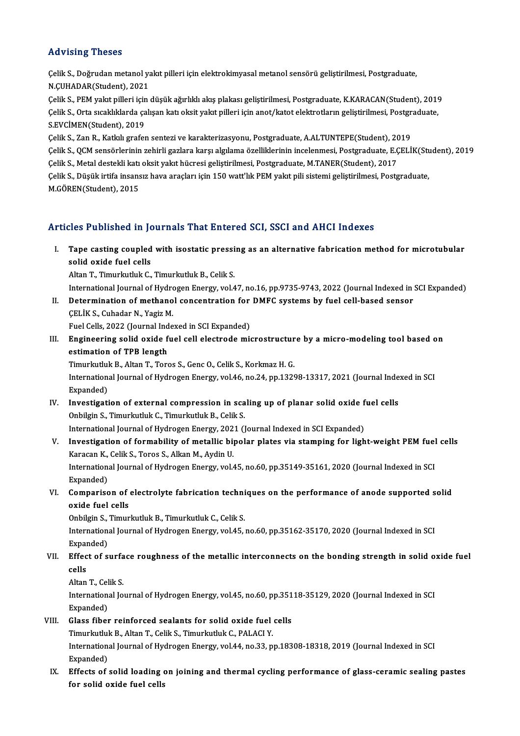## Advising Theses

Çelik S., Doğrudan metanol yakıt pilleri için elektrokimyasal metanol sensörü geliştirilmesi, Postgraduate, N.ÇUHADAR(Student), 2021

Çelik S., PEM yakıt pilleri için düşük ağırlıklı akış plakası geliştirilmesi, Postgraduate, K.KARACAN(Student), 2019

Çelik S., Orta sıcaklıklarda çalışan katı oksit yakıt pilleri için anot/katot elektrotların geliştirilmesi, Postgraduate, S.EVCİMEN(Student), 2019

Çelik S., Zan R., Katkılı grafen sentezi ve karakterizasyonu, Postgraduate, A.ALTUNTEPE(Student), 2019

Çelik S., QCM sensörlerinin zehirli gazlara karşı algılama özelliklerinin incelenmesi, Postgraduate, E.ÇELİK(Student), 2019

Çelik S., Metal destekli katı oksit yakıt hücresi geliştirilmesi, Postgraduate, M.TANER(Student), 2017

Çelik S., Düşük irtifa insansız hava araçları için 150 watt'lık PEM yakıt pili sistemi geliştirilmesi, Postgraduate, M.GÖREN(Student), 2015

## Articles Published in Journals That Entered SCI, SSCI and AHCI Indexes

I. **Tape casting coupled with isostatic pressing as an alternative fabrication method for microtubular solid oxide fuel cells**
Altan T., Timurkutluk C., Timurkutluk B., Celik S.
International Journal of Hydrogen Energy, vol.47, no.16, pp.9735-9743, 2022 (Journal Indexed in SCI Expanded)

II. **Determination of methanol concentration for DMFC systems by fuel cell-based sensor**
ÇELİK S., Cuhadar N., Yagiz M.
Fuel Cells, 2022 (Journal Indexed in SCI Expanded)

III. **Engineering solid oxide fuel cell electrode microstructure by a micro-modeling tool based on estimation of TPB length**
Timurkutluk B., Altan T., Toros S., Genc O., Celik S., Korkmaz H. G.
International Journal of Hydrogen Energy, vol.46, no.24, pp.13298-13317, 2021 (Journal Indexed in SCI Expanded)

IV. **Investigation of external compression in scaling up of planar solid oxide fuel cells**
Onbilgin S., Timurkutluk C., Timurkutluk B., Celik S.
International Journal of Hydrogen Energy, 2021 (Journal Indexed in SCI Expanded)

V. **Investigation of formability of metallic bipolar plates via stamping for light-weight PEM fuel cells**
Karacan K., Celik S., Toros S., Alkan M., Aydin U.
International Journal of Hydrogen Energy, vol.45, no.60, pp.35149-35161, 2020 (Journal Indexed in SCI Expanded)

VI. **Comparison of electrolyte fabrication techniques on the performance of anode supported solid oxide fuel cells**
Onbilgin S., Timurkutluk B., Timurkutluk C., Celik S.
International Journal of Hydrogen Energy, vol.45, no.60, pp.35162-35170, 2020 (Journal Indexed in SCI Expanded)

VII. **Effect of surface roughness of the metallic interconnects on the bonding strength in solid oxide fuel cells**
Altan T., Celik S.
International Journal of Hydrogen Energy, vol.45, no.60, pp.35118-35129, 2020 (Journal Indexed in SCI Expanded)

VIII. **Glass fiber reinforced sealants for solid oxide fuel cells**
Timurkutluk B., Altan T., Celik S., Timurkutluk C., PALACI Y.
International Journal of Hydrogen Energy, vol.44, no.33, pp.18308-18318, 2019 (Journal Indexed in SCI Expanded)

IX. **Effects of solid loading on joining and thermal cycling performance of glass-ceramic sealing pastes for solid oxide fuel cells**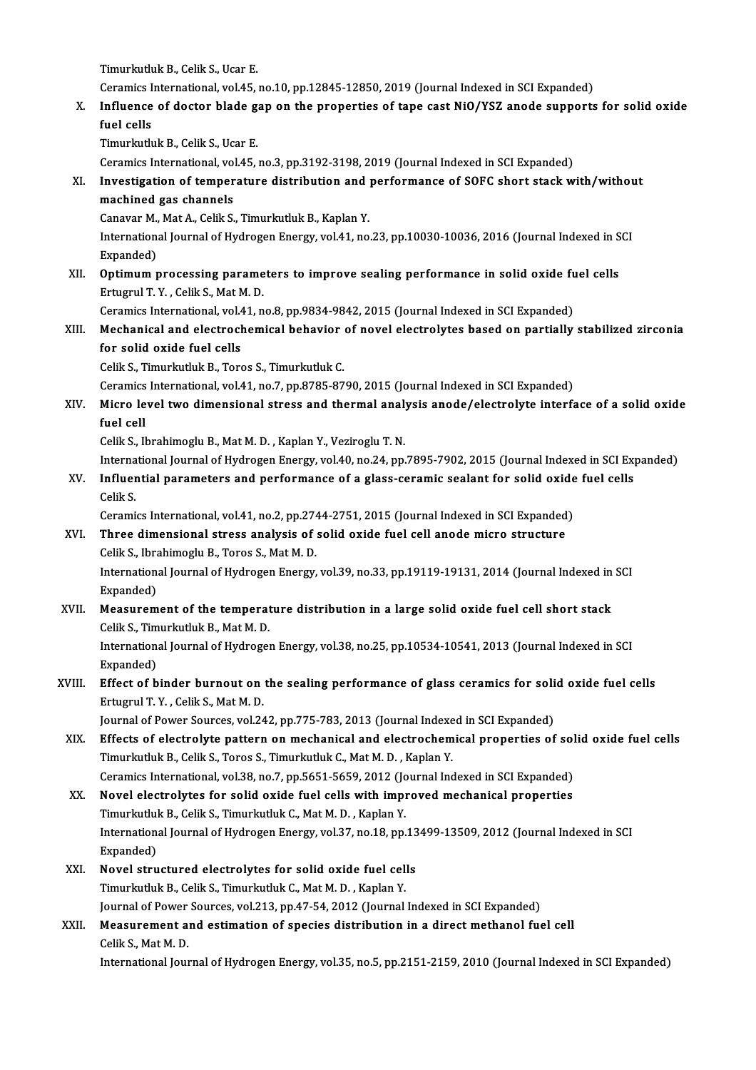Timurkutluk B., Celik S., Ucar E.
Ceramics International, vol.45, no.10, pp.12845-12850, 2019 (Journal Indexed in SCI Expanded)

X. **Influence of doctor blade gap on the properties of tape cast NiO/YSZ anode supports for solid oxide fuel cells**
Timurkutluk B., Celik S., Ucar E.
Ceramics International, vol.45, no.3, pp.3192-3198, 2019 (Journal Indexed in SCI Expanded)

XI. **Investigation of temperature distribution and performance of SOFC short stack with/without machined gas channels**
Canavar M., Mat A., Celik S., Timurkutluk B., Kaplan Y.
International Journal of Hydrogen Energy, vol.41, no.23, pp.10030-10036, 2016 (Journal Indexed in SCI Expanded)

XII. **Optimum processing parameters to improve sealing performance in solid oxide fuel cells**
Ertugrul T. Y. , Celik S., Mat M. D.
Ceramics International, vol.41, no.8, pp.9834-9842, 2015 (Journal Indexed in SCI Expanded)

XIII. **Mechanical and electrochemical behavior of novel electrolytes based on partially stabilized zirconia for solid oxide fuel cells**
Celik S., Timurkutluk B., Toros S., Timurkutluk C.
Ceramics International, vol.41, no.7, pp.8785-8790, 2015 (Journal Indexed in SCI Expanded)

XIV. **Micro level two dimensional stress and thermal analysis anode/electrolyte interface of a solid oxide fuel cell**
Celik S., Ibrahimoglu B., Mat M. D. , Kaplan Y., Veziroglu T. N.
International Journal of Hydrogen Energy, vol.40, no.24, pp.7895-7902, 2015 (Journal Indexed in SCI Expanded)

XV. **Influential parameters and performance of a glass-ceramic sealant for solid oxide fuel cells**
Celik S.
Ceramics International, vol.41, no.2, pp.2744-2751, 2015 (Journal Indexed in SCI Expanded)

XVI. **Three dimensional stress analysis of solid oxide fuel cell anode micro structure**
Celik S., Ibrahimoglu B., Toros S., Mat M. D.
International Journal of Hydrogen Energy, vol.39, no.33, pp.19119-19131, 2014 (Journal Indexed in SCI Expanded)

XVII. **Measurement of the temperature distribution in a large solid oxide fuel cell short stack**
Celik S., Timurkutluk B., Mat M. D.
International Journal of Hydrogen Energy, vol.38, no.25, pp.10534-10541, 2013 (Journal Indexed in SCI Expanded)

XVIII. **Effect of binder burnout on the sealing performance of glass ceramics for solid oxide fuel cells**
Ertugrul T. Y. , Celik S., Mat M. D.
Journal of Power Sources, vol.242, pp.775-783, 2013 (Journal Indexed in SCI Expanded)

XIX. **Effects of electrolyte pattern on mechanical and electrochemical properties of solid oxide fuel cells**
Timurkutluk B., Celik S., Toros S., Timurkutluk C., Mat M. D. , Kaplan Y.
Ceramics International, vol.38, no.7, pp.5651-5659, 2012 (Journal Indexed in SCI Expanded)

XX. **Novel electrolytes for solid oxide fuel cells with improved mechanical properties**
Timurkutluk B., Celik S., Timurkutluk C., Mat M. D. , Kaplan Y.
International Journal of Hydrogen Energy, vol.37, no.18, pp.13499-13509, 2012 (Journal Indexed in SCI Expanded)

XXI. **Novel structured electrolytes for solid oxide fuel cells**
Timurkutluk B., Celik S., Timurkutluk C., Mat M. D. , Kaplan Y.
Journal of Power Sources, vol.213, pp.47-54, 2012 (Journal Indexed in SCI Expanded)

XXII. **Measurement and estimation of species distribution in a direct methanol fuel cell**
Celik S., Mat M. D.
International Journal of Hydrogen Energy, vol.35, no.5, pp.2151-2159, 2010 (Journal Indexed in SCI Expanded)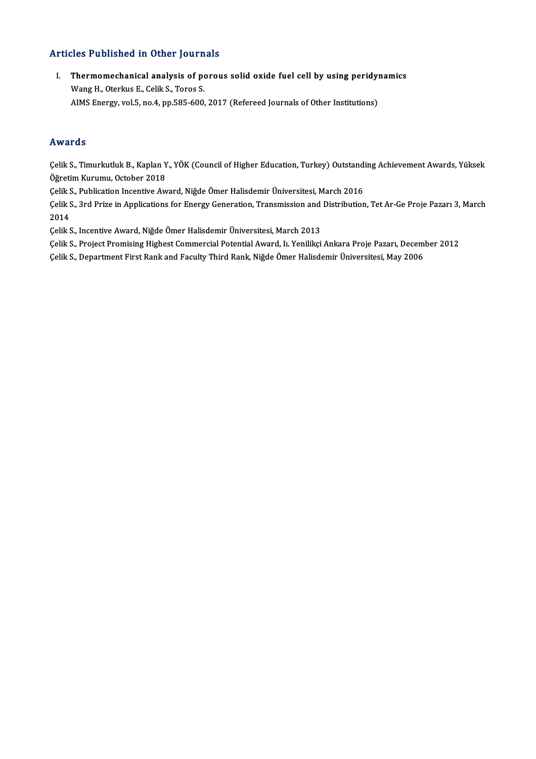## Articles Published in Other Journals

I. **Thermomechanical analysis of porous solid oxide fuel cell by using peridynamics**
   Wang H., Oterkus E., Celik S., Toros S.
   AIMS Energy, vol.5, no.4, pp.585-600, 2017 (Refereed Journals of Other Institutions)

## Awards

Çelik S., Timurkutluk B., Kaplan Y., YÖK (Council of Higher Education, Turkey) Outstanding Achievement Awards, Yüksek Öğretim Kurumu, October 2018

Çelik S., Publication Incentive Award, Niğde Ömer Halisdemir Üniversitesi, March 2016

Çelik S., 3rd Prize in Applications for Energy Generation, Transmission and Distribution, Tet Ar-Ge Proje Pazarı 3, March 2014

Çelik S., Incentive Award, Niğde Ömer Halisdemir Üniversitesi, March 2013

Çelik S., Project Promising Highest Commercial Potential Award, Iı. Yenilikçi Ankara Proje Pazarı, December 2012

Çelik S., Department First Rank and Faculty Third Rank, Niğde Ömer Halisdemir Üniversitesi, May 2006